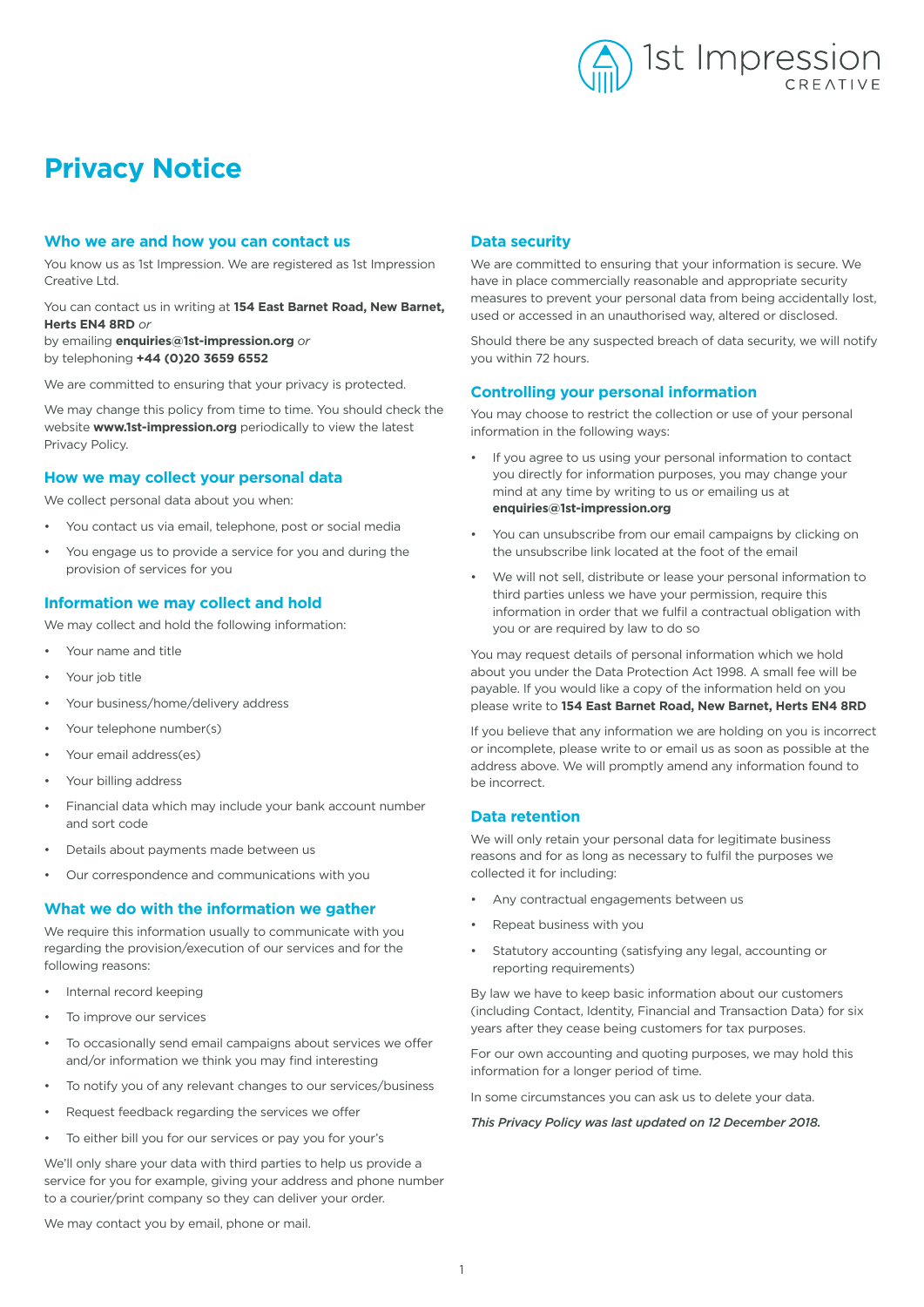# Privacy Notice

## Who we are and how you can contact us

You know us as 1st Impression. We are registered as 1st Impression Creative Ltd.

You can contact us in writing at **154 East Barnet Road, New Barnet, Herts EN4 8RD** *or*
by emailing **enquiries@1st-impression.org** *or*
by telephoning **+44 (0)20 3659 6552**

We are committed to ensuring that your privacy is protected.

We may change this policy from time to time. You should check the website **www.1st-impression.org** periodically to view the latest Privacy Policy.

## How we may collect your personal data

We collect personal data about you when:

- You contact us via email, telephone, post or social media
- You engage us to provide a service for you and during the provision of services for you

## Information we may collect and hold

We may collect and hold the following information:

- Your name and title
- Your job title
- Your business/home/delivery address
- Your telephone number(s)
- Your email address(es)
- Your billing address
- Financial data which may include your bank account number and sort code
- Details about payments made between us
- Our correspondence and communications with you

## What we do with the information we gather

We require this information usually to communicate with you regarding the provision/execution of our services and for the following reasons:

- Internal record keeping
- To improve our services
- To occasionally send email campaigns about services we offer and/or information we think you may find interesting
- To notify you of any relevant changes to our services/business
- Request feedback regarding the services we offer
- To either bill you for our services or pay you for your's

We'll only share your data with third parties to help us provide a service for you for example, giving your address and phone number to a courier/print company so they can deliver your order.

We may contact you by email, phone or mail.

## Data security

We are committed to ensuring that your information is secure. We have in place commercially reasonable and appropriate security measures to prevent your personal data from being accidentally lost, used or accessed in an unauthorised way, altered or disclosed.

Should there be any suspected breach of data security, we will notify you within 72 hours.

## Controlling your personal information

You may choose to restrict the collection or use of your personal information in the following ways:

- If you agree to us using your personal information to contact you directly for information purposes, you may change your mind at any time by writing to us or emailing us at **enquiries@1st-impression.org**
- You can unsubscribe from our email campaigns by clicking on the unsubscribe link located at the foot of the email
- We will not sell, distribute or lease your personal information to third parties unless we have your permission, require this information in order that we fulfil a contractual obligation with you or are required by law to do so

You may request details of personal information which we hold about you under the Data Protection Act 1998. A small fee will be payable. If you would like a copy of the information held on you please write to **154 East Barnet Road, New Barnet, Herts EN4 8RD**

If you believe that any information we are holding on you is incorrect or incomplete, please write to or email us as soon as possible at the address above. We will promptly amend any information found to be incorrect.

## Data retention

We will only retain your personal data for legitimate business reasons and for as long as necessary to fulfil the purposes we collected it for including:

- Any contractual engagements between us
- Repeat business with you
- Statutory accounting (satisfying any legal, accounting or reporting requirements)

By law we have to keep basic information about our customers (including Contact, Identity, Financial and Transaction Data) for six years after they cease being customers for tax purposes.

For our own accounting and quoting purposes, we may hold this information for a longer period of time.

In some circumstances you can ask us to delete your data.

*This Privacy Policy was last updated on 12 December 2018.*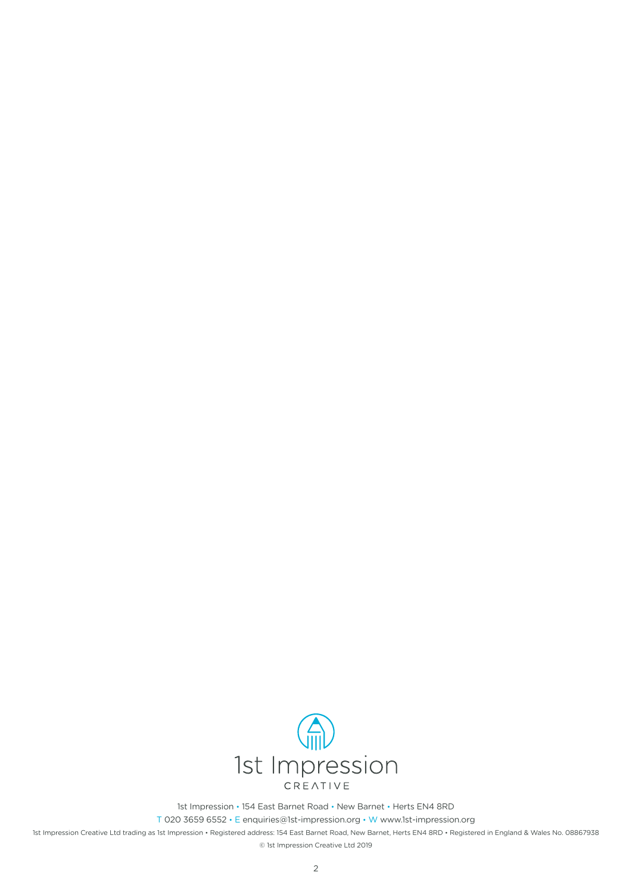1st Impression

CREATIVE

1st Impression • 154 East Barnet Road • New Barnet • Herts EN4 8RD

T 020 3659 6552 • E enquiries@1st-impression.org • W www.1st-impression.org

1st Impression Creative Ltd trading as 1st Impression • Registered address: 154 East Barnet Road, New Barnet, Herts EN4 8RD • Registered in England & Wales No. 08867938

© 1st Impression Creative Ltd 2019